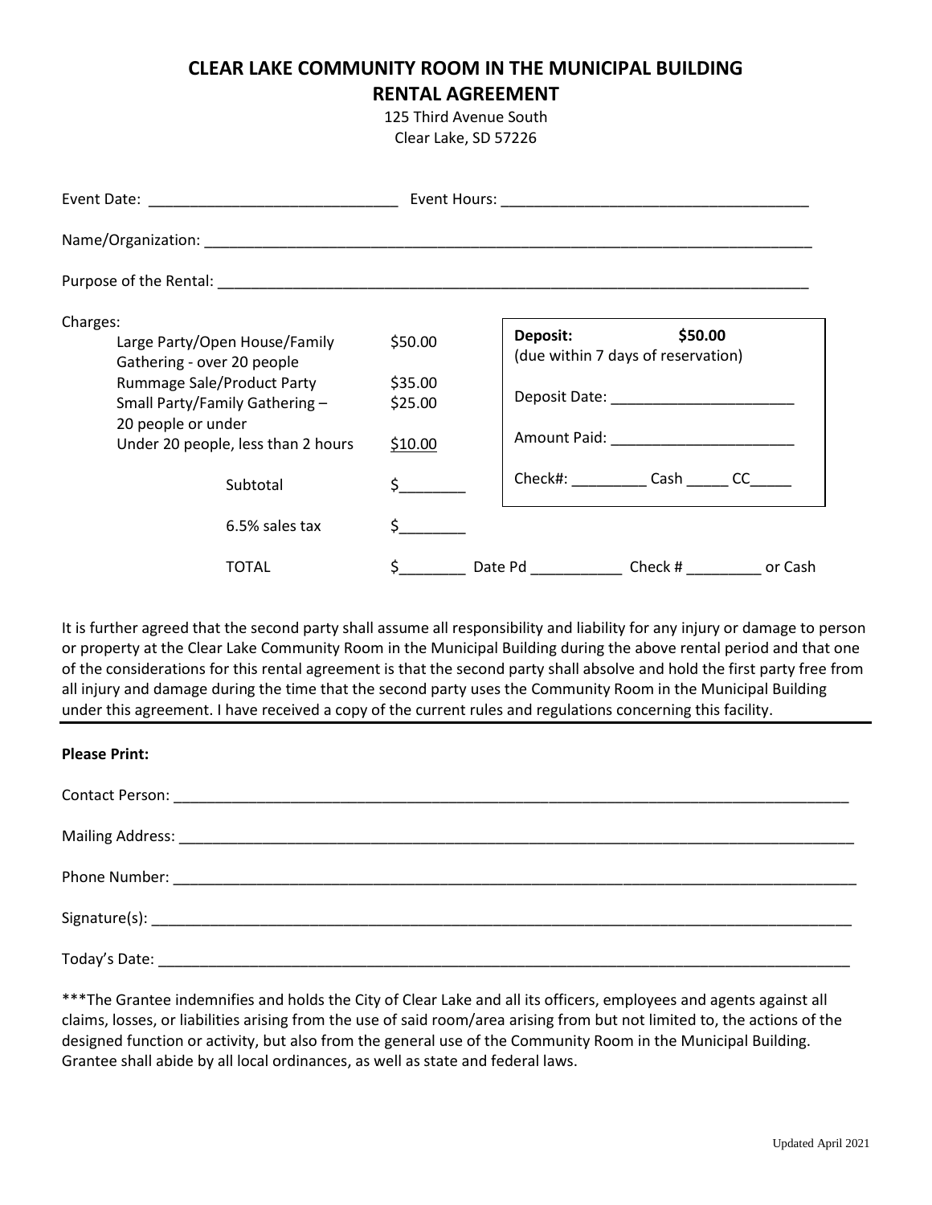# CLEAR LAKE COMMUNITY ROOM IN THE MUNICIPAL BUILDING
## RENTAL AGREEMENT

125 Third Avenue South
Clear Lake, SD 57226

Event Date: ______________________________ Event Hours: _____________________________________

Name/Organization: ___________________________________________________________________________

Purpose of the Rental: ________________________________________________________________________

Charges:

| | |
|---|---|
| Large Party/Open House/Family Gathering - over 20 people | $50.00 |
| Rummage Sale/Product Party | $35.00 |
| Small Party/Family Gathering – 20 people or under | $25.00 |
| Under 20 people, less than 2 hours | $10.00 |
| Subtotal | $________ |
| 6.5% sales tax | $________ |
| TOTAL | $________ Date Pd ___________ Check # _________ or Cash |

**Deposit: $50.00**
(due within 7 days of reservation)

Deposit Date: ______________________

Amount Paid: ______________________

Check#: _________ Cash _____ CC_____

It is further agreed that the second party shall assume all responsibility and liability for any injury or damage to person or property at the Clear Lake Community Room in the Municipal Building during the above rental period and that one of the considerations for this rental agreement is that the second party shall absolve and hold the first party free from all injury and damage during the time that the second party uses the Community Room in the Municipal Building under this agreement. I have received a copy of the current rules and regulations concerning this facility.

---

**Please Print:**

Contact Person: ______________________________________________________________________________

Mailing Address: _____________________________________________________________________________

Phone Number: _______________________________________________________________________________

Signature(s): _________________________________________________________________________________

Today's Date: _________________________________________________________________________________

***The Grantee indemnifies and holds the City of Clear Lake and all its officers, employees and agents against all claims, losses, or liabilities arising from the use of said room/area arising from but not limited to, the actions of the designed function or activity, but also from the general use of the Community Room in the Municipal Building. Grantee shall abide by all local ordinances, as well as state and federal laws.

Updated April 2021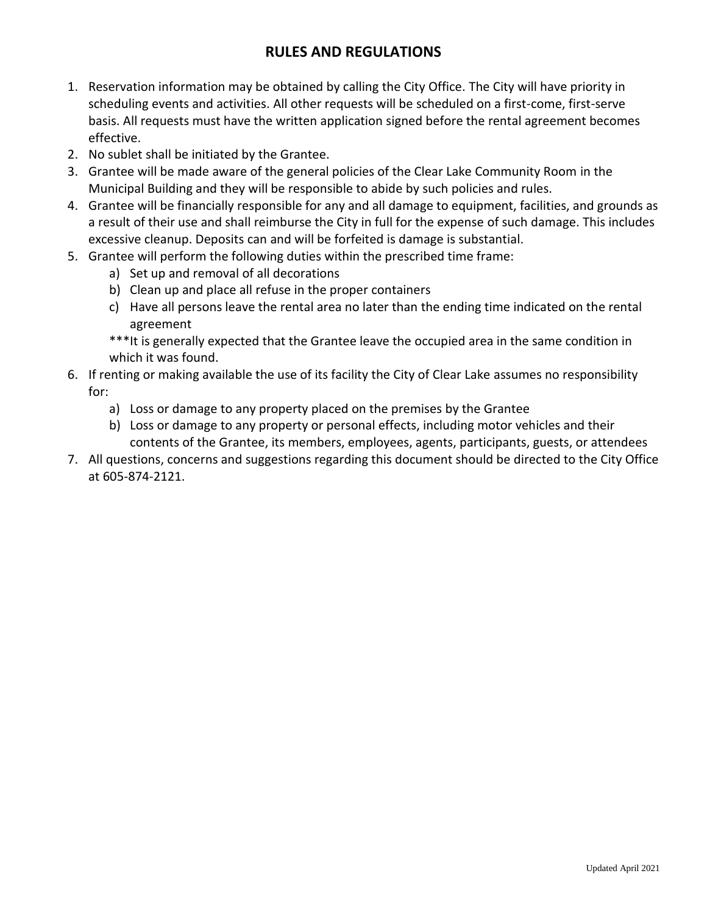## RULES AND REGULATIONS

1. Reservation information may be obtained by calling the City Office. The City will have priority in scheduling events and activities. All other requests will be scheduled on a first-come, first-serve basis. All requests must have the written application signed before the rental agreement becomes effective.
2. No sublet shall be initiated by the Grantee.
3. Grantee will be made aware of the general policies of the Clear Lake Community Room in the Municipal Building and they will be responsible to abide by such policies and rules.
4. Grantee will be financially responsible for any and all damage to equipment, facilities, and grounds as a result of their use and shall reimburse the City in full for the expense of such damage. This includes excessive cleanup. Deposits can and will be forfeited is damage is substantial.
5. Grantee will perform the following duties within the prescribed time frame:
   a) Set up and removal of all decorations
   b) Clean up and place all refuse in the proper containers
   c) Have all persons leave the rental area no later than the ending time indicated on the rental agreement

   ***It is generally expected that the Grantee leave the occupied area in the same condition in which it was found.
6. If renting or making available the use of its facility the City of Clear Lake assumes no responsibility for:
   a) Loss or damage to any property placed on the premises by the Grantee
   b) Loss or damage to any property or personal effects, including motor vehicles and their contents of the Grantee, its members, employees, agents, participants, guests, or attendees
7. All questions, concerns and suggestions regarding this document should be directed to the City Office at 605-874-2121.

Updated April 2021